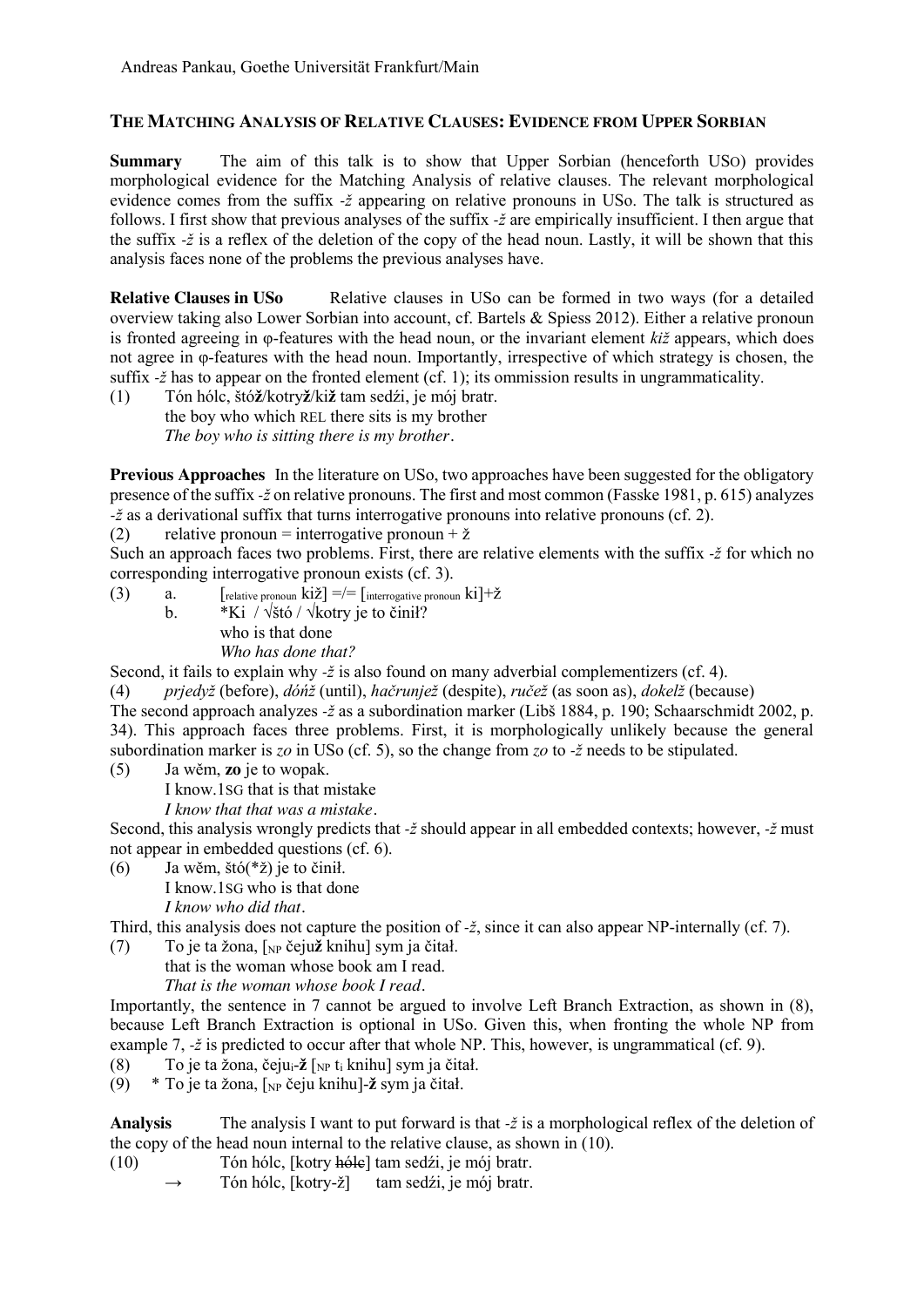Andreas Pankau, Goethe Universität Frankfurt/Main

**THE MATCHING ANALYSIS OF RELATIVE CLAUSES: EVIDENCE FROM UPPER SORBIAN**

**Summary** The aim of this talk is to show that Upper Sorbian (henceforth USo) provides morphological evidence for the Matching Analysis of relative clauses. The relevant morphological evidence comes from the suffix *-ž* appearing on relative pronouns in USo. The talk is structured as follows. I first show that previous analyses of the suffix *-ž* are empirically insufficient. I then argue that the suffix *-ž* is a reflex of the deletion of the copy of the head noun. Lastly, it will be shown that this analysis faces none of the problems the previous analyses have.

**Relative Clauses in USo** Relative clauses in USo can be formed in two ways (for a detailed overview taking also Lower Sorbian into account, cf. Bartels & Spiess 2012). Either a relative pronoun is fronted agreeing in φ-features with the head noun, or the invariant element *kiž* appears, which does not agree in φ-features with the head noun. Importantly, irrespective of which strategy is chosen, the suffix *-ž* has to appear on the fronted element (cf. 1); its ommission results in ungrammaticality.

(1) Tón hólc, štó**ž**/kotry**ž**/ki**ž** tam sedźi, je mój bratr.
 the boy who which REL there sits is my brother
 *The boy who is sitting there is my brother*.

**Previous Approaches** In the literature on USo, two approaches have been suggested for the obligatory presence of the suffix *-ž* on relative pronouns. The first and most common (Fasske 1981, p. 615) analyzes *-ž* as a derivational suffix that turns interrogative pronouns into relative pronouns (cf. 2).

(2) relative pronoun = interrogative pronoun + ž

Such an approach faces two problems. First, there are relative elements with the suffix *-ž* for which no corresponding interrogative pronoun exists (cf. 3).

(3) a. [$_{\text{relative pronoun}}$ kiž] =/= [$_{\text{interrogative pronoun}}$ ki]+ž
 b. *Ki / √štó / √kotry je to činił?
 who is that done
 *Who has done that?*

Second, it fails to explain why *-ž* is also found on many adverbial complementizers (cf. 4).

(4) *prjedyž* (before), *dóńž* (until), *hačrunjež* (despite), *ručež* (as soon as), *dokelž* (because)

The second approach analyzes *-ž* as a subordination marker (Libš 1884, p. 190; Schaarschmidt 2002, p. 34). This approach faces three problems. First, it is morphologically unlikely because the general subordination marker is *zo* in USo (cf. 5), so the change from *zo* to *-ž* needs to be stipulated.

(5) Ja wěm, **zo** je to wopak.
 I know.1SG that is that mistake
 *I know that that was a mistake*.

Second, this analysis wrongly predicts that *-ž* should appear in all embedded contexts; however, *-ž* must not appear in embedded questions (cf. 6).

(6) Ja wěm, štó(*ž) je to činił.
 I know.1SG who is that done
 *I know who did that*.

Third, this analysis does not capture the position of *-ž*, since it can also appear NP-internally (cf. 7).

(7) To je ta žona, [$_{\text{NP}}$ čeju**ž** knihu] sym ja čitał.
 that is the woman whose book am I read.
 *That is the woman whose book I read*.

Importantly, the sentence in 7 cannot be argued to involve Left Branch Extraction, as shown in (8), because Left Branch Extraction is optional in USo. Given this, when fronting the whole NP from example 7, *-ž* is predicted to occur after that whole NP. This, however, is ungrammatical (cf. 9).

(8) To je ta žona, čeju$_i$-**ž** [$_{\text{NP}}$ t$_i$ knihu] sym ja čitał.

(9) * To je ta žona, [$_{\text{NP}}$ čeju knihu]-**ž** sym ja čitał.

**Analysis** The analysis I want to put forward is that *-ž* is a morphological reflex of the deletion of the copy of the head noun internal to the relative clause, as shown in (10).

(10) Tón hólc, [kotry ~~hólc~~] tam sedźi, je mój bratr.
 → Tón hólc, [kotry-ž] tam sedźi, je mój bratr.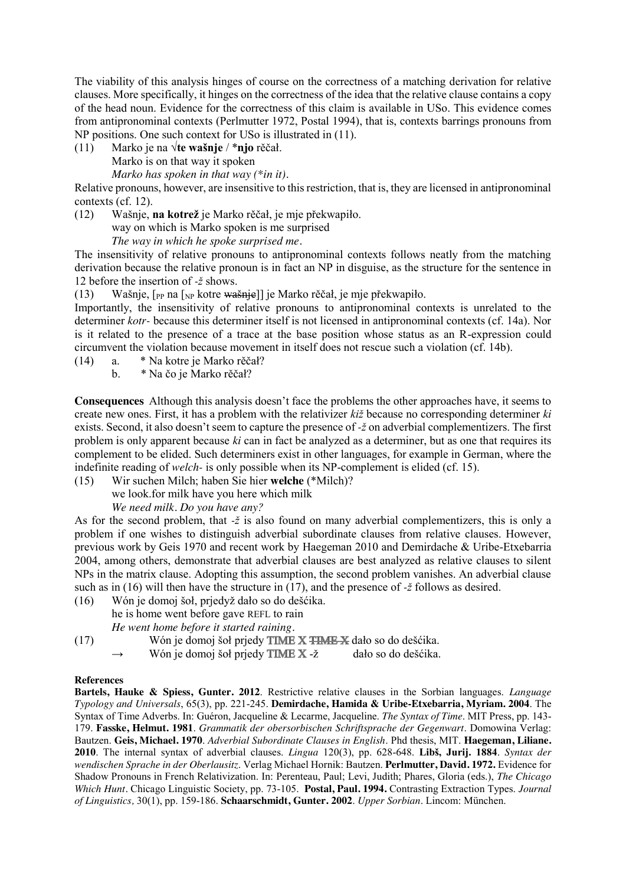The viability of this analysis hinges of course on the correctness of a matching derivation for relative clauses. More specifically, it hinges on the correctness of the idea that the relative clause contains a copy of the head noun. Evidence for the correctness of this claim is available in USo. This evidence comes from antipronominal contexts (Perlmutter 1972, Postal 1994), that is, contexts barrings pronouns from NP positions. One such context for USo is illustrated in (11).

(11) Marko je na √**te wašnje** / ***njo** rěčał.
 Marko is on that way it spoken
 *Marko has spoken in that way (\*in it).*

Relative pronouns, however, are insensitive to this restriction, that is, they are licensed in antipronominal contexts (cf. 12).

(12) Wašnje, **na kotrež** je Marko rěčał, je mje překwapiło.
 way on which is Marko spoken is me surprised
 *The way in which he spoke surprised me.*

The insensitivity of relative pronouns to antipronominal contexts follows neatly from the matching derivation because the relative pronoun is in fact an NP in disguise, as the structure for the sentence in 12 before the insertion of *-ž* shows.

(13) Wašnje, [$_{PP}$ na [$_{NP}$ kotre ~~wašnje~~]] je Marko rěčał, je mje překwapiło.

Importantly, the insensitivity of relative pronouns to antipronominal contexts is unrelated to the determiner *kotr-* because this determiner itself is not licensed in antipronominal contexts (cf. 14a). Nor is it related to the presence of a trace at the base position whose status as an R-expression could circumvent the violation because movement in itself does not rescue such a violation (cf. 14b).

(14) a. * Na kotre je Marko rěčał?
 b. * Na čo je Marko rěčał?

**Consequences** Although this analysis doesn't face the problems the other approaches have, it seems to create new ones. First, it has a problem with the relativizer *kiž* because no corresponding determiner *ki* exists. Second, it also doesn't seem to capture the presence of *-ž* on adverbial complementizers. The first problem is only apparent because *ki* can in fact be analyzed as a determiner, but as one that requires its complement to be elided. Such determiners exist in other languages, for example in German, where the indefinite reading of *welch-* is only possible when its NP-complement is elided (cf. 15).

(15) Wir suchen Milch; haben Sie hier **welche** (*Milch)?
 we look.for milk have you here which milk
 *We need milk. Do you have any?*

As for the second problem, that *-ž* is also found on many adverbial complementizers, this is only a problem if one wishes to distinguish adverbial subordinate clauses from relative clauses. However, previous work by Geis 1970 and recent work by Haegeman 2010 and Demirdache & Uribe-Etxebarria 2004, among others, demonstrate that adverbial clauses are best analyzed as relative clauses to silent NPs in the matrix clause. Adopting this assumption, the second problem vanishes. An adverbial clause such as in (16) will then have the structure in (17), and the presence of *-ž* follows as desired.

(16) Wón je domoj šoł, prjedyž dało so do dešćika.
 he is home went before gave REFL to rain
 *He went home before it started raining.*

(17) Wón je domoj šoł prjedy TIME X ~~TIME X~~ dało so do dešćika.
 → Wón je domoj šoł prjedy TIME X -ž dało so do dešćika.

**References**

**Bartels, Hauke & Spiess, Gunter. 2012**. Restrictive relative clauses in the Sorbian languages. *Language Typology and Universals*, 65(3), pp. 221-245. **Demirdache, Hamida & Uribe-Etxebarria, Myriam. 2004**. The Syntax of Time Adverbs. In: Guéron, Jacqueline & Lecarme, Jacqueline. *The Syntax of Time*. MIT Press, pp. 143-179. **Fasske, Helmut. 1981**. *Grammatik der obersorbischen Schriftsprache der Gegenwart*. Domowina Verlag: Bautzen. **Geis, Michael. 1970**. *Adverbial Subordinate Clauses in English*. Phd thesis, MIT. **Haegeman, Liliane. 2010**. The internal syntax of adverbial clauses. *Lingua* 120(3), pp. 628-648. **Libš, Jurij. 1884**. *Syntax der wendischen Sprache in der Oberlausitz*. Verlag Michael Hornik: Bautzen. **Perlmutter, David. 1972.** Evidence for Shadow Pronouns in French Relativization. In: Perenteau, Paul; Levi, Judith; Phares, Gloria (eds.), *The Chicago Which Hunt*. Chicago Linguistic Society, pp. 73-105. **Postal, Paul. 1994.** Contrasting Extraction Types. *Journal of Linguistics*, 30(1), pp. 159-186. **Schaarschmidt, Gunter. 2002**. *Upper Sorbian*. Lincom: München.